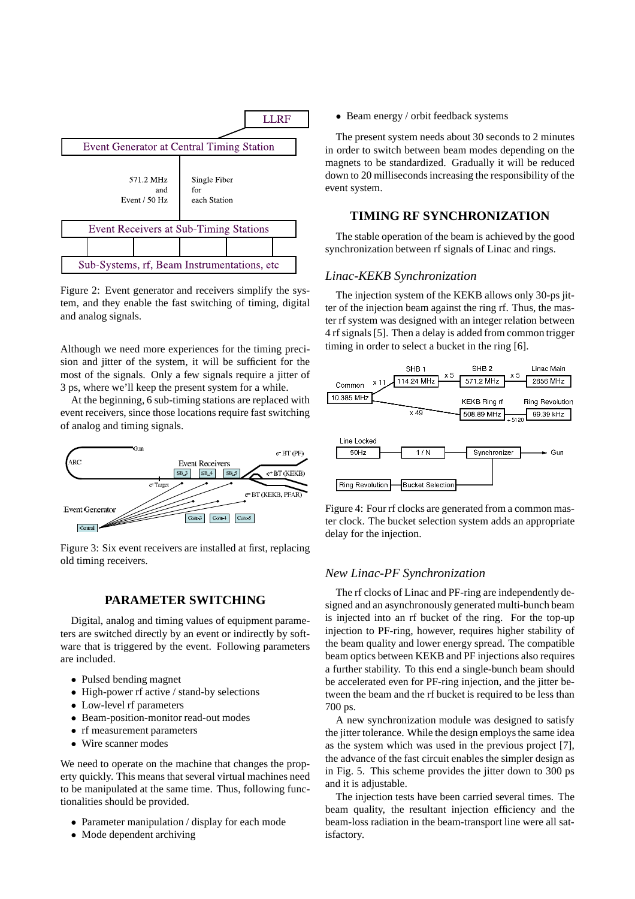Figure 2: Event generator and receivers simplify the system, and they enable the fast switching of timing, digital and analog signals.

Although we need more experiences for the timing precision and jitter of the system, it will be sufficient for the most of the signals. Only a few signals require a jitter of 3 ps, where we'll keep the present system for a while.

At the beginning, 6 sub-timing stations are replaced with event receivers, since those locations require fast switching of analog and timing signals.

Figure 3: Six event receivers are installed at first, replacing old timing receivers.

## PARAMETER SWITCHING

Digital, analog and timing values of equipment parameters are switched directly by an event or indirectly by software that is triggered by the event. Following parameters are included.

- Pulsed bending magnet
- High-power rf active / stand-by selections
- Low-level rf parameters
- Beam-position-monitor read-out modes
- rf measurement parameters
- Wire scanner modes

We need to operate on the machine that changes the property quickly. This means that several virtual machines need to be manipulated at the same time. Thus, following functionalities should be provided.

- Parameter manipulation / display for each mode
- Mode dependent archiving
- Beam energy / orbit feedback systems

The present system needs about 30 seconds to 2 minutes in order to switch between beam modes depending on the magnets to be standardized. Gradually it will be reduced down to 20 milliseconds increasing the responsibility of the event system.

## TIMING RF SYNCHRONIZATION

The stable operation of the beam is achieved by the good synchronization between rf signals of Linac and rings.

### *Linac-KEKB Synchronization*

The injection system of the KEKB allows only 30-ps jitter of the injection beam against the ring rf. Thus, the master rf system was designed with an integer relation between 4 rf signals [5]. Then a delay is added from common trigger timing in order to select a bucket in the ring [6].

Figure 4: Four rf clocks are generated from a common master clock. The bucket selection system adds an appropriate delay for the injection.

### *New Linac-PF Synchronization*

The rf clocks of Linac and PF-ring are independently designed and an asynchronously generated multi-bunch beam is injected into an rf bucket of the ring. For the top-up injection to PF-ring, however, requires higher stability of the beam quality and lower energy spread. The compatible beam optics between KEKB and PF injections also requires a further stability. To this end a single-bunch beam should be accelerated even for PF-ring injection, and the jitter between the beam and the rf bucket is required to be less than 700 ps.

A new synchronization module was designed to satisfy the jitter tolerance. While the design employs the same idea as the system which was used in the previous project [7], the advance of the fast circuit enables the simpler design as in Fig. 5. This scheme provides the jitter down to 300 ps and it is adjustable.

The injection tests have been carried several times. The beam quality, the resultant injection efficiency and the beam-loss radiation in the beam-transport line were all satisfactory.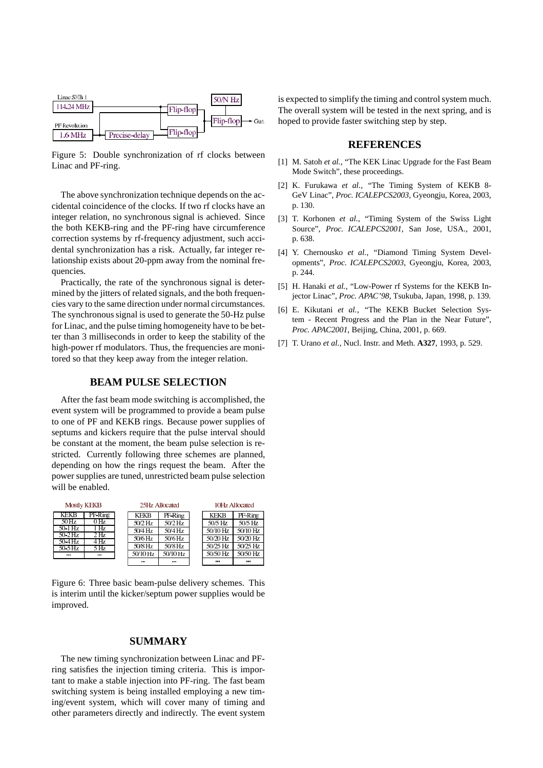Linac SHB 1

114.24 MHz

PF Revolution

1.6 MHz

Precise-delay

Flip-flop

Flip-flop

50/N Hz

Flip-flop

Out

Figure 5: Double synchronization of rf clocks between Linac and PF-ring.

The above synchronization technique depends on the accidental coincidence of the clocks. If two rf clocks have an integer relation, no synchronous signal is achieved. Since the both KEKB-ring and the PF-ring have circumference correction systems by rf-frequency adjustment, such accidental synchronization has a risk. Actually, far integer relationship exists about 20-ppm away from the nominal frequencies.

Practically, the rate of the synchronous signal is determined by the jitters of related signals, and the both frequencies vary to the same direction under normal circumstances. The synchronous signal is used to generate the 50-Hz pulse for Linac, and the pulse timing homogeneity have to be better than 3 milliseconds in order to keep the stability of the high-power rf modulators. Thus, the frequencies are monitored so that they keep away from the integer relation.

## BEAM PULSE SELECTION

After the fast beam mode switching is accomplished, the event system will be programmed to provide a beam pulse to one of PF and KEKB rings. Because power supplies of septums and kickers require that the pulse interval should be constant at the moment, the beam pulse selection is restricted. Currently following three schemes are planned, depending on how the rings request the beam. After the power supplies are tuned, unrestricted beam pulse selection will be enabled.

Mostly KEKB

| KEKB | PF-Ring |
|---|---|
| 50 Hz | 0 Hz |
| 50-1 Hz | 1 Hz |
| 50-2 Hz | 2 Hz |
| 50-4 Hz | 4 Hz |
| 50-5 Hz | 5 Hz |
| ... | ... |

25Hz Allocated

| KEKB | PF-Ring |
|---|---|
| 50/2 Hz | 50/2 Hz |
| 50/4 Hz | 50/4 Hz |
| 50/6 Hz | 50/6 Hz |
| 50/8 Hz | 50/8 Hz |
| 50/10 Hz | 50/10 Hz |
| ... | ... |

10Hz Allocated

| KEKB | PF-Ring |
|---|---|
| 50/5 Hz | 50/5 Hz |
| 50/10 Hz | 50/10 Hz |
| 50/20 Hz | 50/20 Hz |
| 50/25 Hz | 50/25 Hz |
| 50/50 Hz | 50/50 Hz |
| ... | ... |

Figure 6: Three basic beam-pulse delivery schemes. This is interim until the kicker/septum power supplies would be improved.

## SUMMARY

The new timing synchronization between Linac and PF-ring satisfies the injection timing criteria. This is important to make a stable injection into PF-ring. The fast beam switching system is being installed employing a new timing/event system, which will cover many of timing and other parameters directly and indirectly. The event system is expected to simplify the timing and control system much. The overall system will be tested in the next spring, and is hoped to provide faster switching step by step.

## REFERENCES

[1] M. Satoh *et al.*, "The KEK Linac Upgrade for the Fast Beam Mode Switch", these proceedings.

[2] K. Furukawa *et al.*, "The Timing System of KEKB 8-GeV Linac", *Proc. ICALEPCS2003*, Gyeongju, Korea, 2003, p. 130.

[3] T. Korhonen *et al.*, "Timing System of the Swiss Light Source", *Proc. ICALEPCS2001*, San Jose, USA., 2001, p. 638.

[4] Y. Chernousko *et al.*, "Diamond Timing System Developments", *Proc. ICALEPCS2003*, Gyeongju, Korea, 2003, p. 244.

[5] H. Hanaki *et al.*, "Low-Power rf Systems for the KEKB Injector Linac", *Proc. APAC'98*, Tsukuba, Japan, 1998, p. 139.

[6] E. Kikutani *et al.*, "The KEKB Bucket Selection System - Recent Progress and the Plan in the Near Future", *Proc. APAC2001*, Beijing, China, 2001, p. 669.

[7] T. Urano *et al.*, Nucl. Instr. and Meth. **A327**, 1993, p. 529.